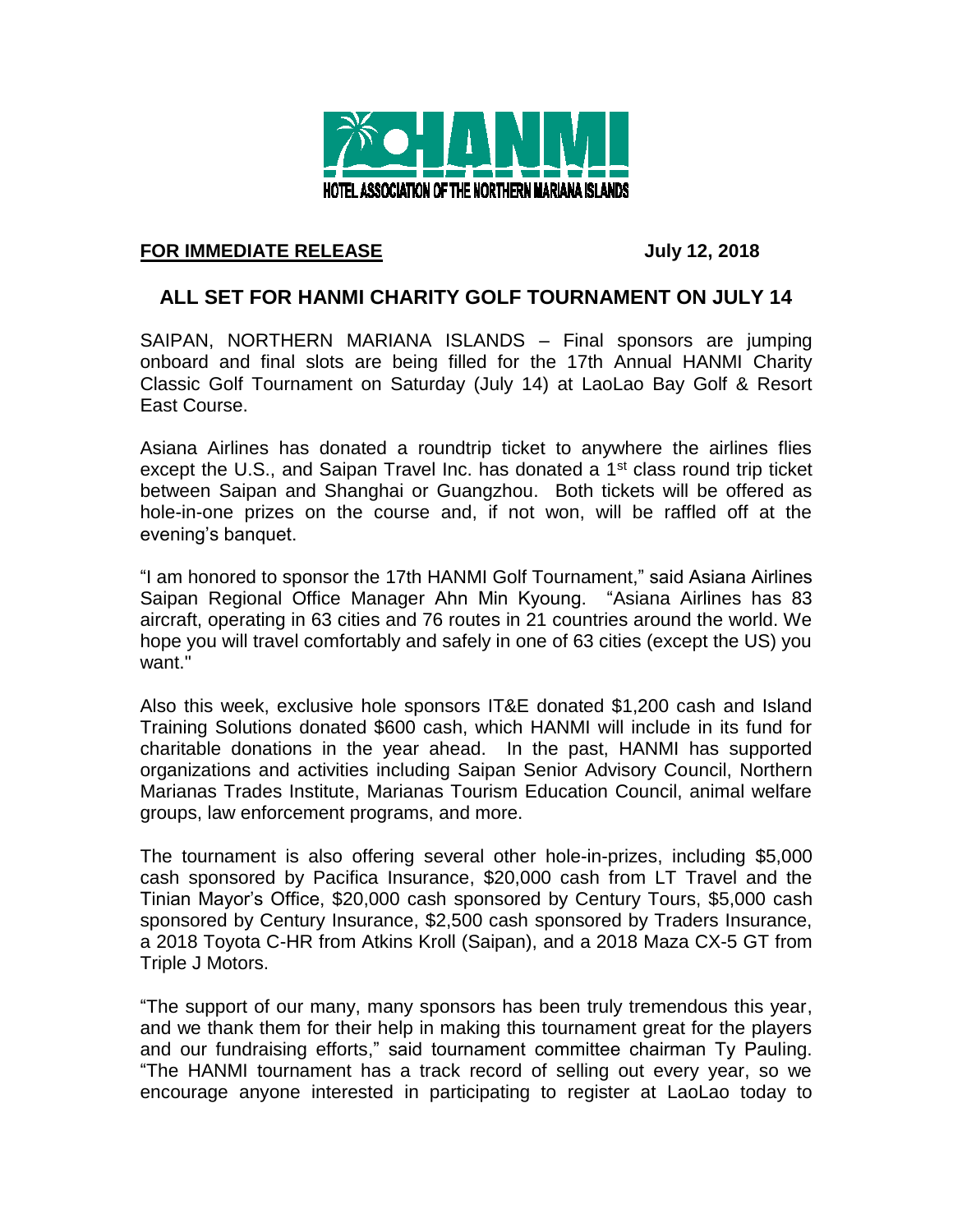HANMI

HOTEL ASSOCIATION OF THE NORTHERN MARIANA ISLANDS

**FOR IMMEDIATE RELEASE** **July 12, 2018**

# ALL SET FOR HANMI CHARITY GOLF TOURNAMENT ON JULY 14

SAIPAN, NORTHERN MARIANA ISLANDS – Final sponsors are jumping onboard and final slots are being filled for the 17th Annual HANMI Charity Classic Golf Tournament on Saturday (July 14) at LaoLao Bay Golf & Resort East Course.

Asiana Airlines has donated a roundtrip ticket to anywhere the airlines flies except the U.S., and Saipan Travel Inc. has donated a 1st class round trip ticket between Saipan and Shanghai or Guangzhou. Both tickets will be offered as hole-in-one prizes on the course and, if not won, will be raffled off at the evening's banquet.

"I am honored to sponsor the 17th HANMI Golf Tournament," said Asiana Airlines Saipan Regional Office Manager Ahn Min Kyoung. "Asiana Airlines has 83 aircraft, operating in 63 cities and 76 routes in 21 countries around the world. We hope you will travel comfortably and safely in one of 63 cities (except the US) you want."

Also this week, exclusive hole sponsors IT&E donated $1,200 cash and Island Training Solutions donated $600 cash, which HANMI will include in its fund for charitable donations in the year ahead. In the past, HANMI has supported organizations and activities including Saipan Senior Advisory Council, Northern Marianas Trades Institute, Marianas Tourism Education Council, animal welfare groups, law enforcement programs, and more.

The tournament is also offering several other hole-in-prizes, including $5,000 cash sponsored by Pacifica Insurance, $20,000 cash from LT Travel and the Tinian Mayor's Office, $20,000 cash sponsored by Century Tours, $5,000 cash sponsored by Century Insurance, $2,500 cash sponsored by Traders Insurance, a 2018 Toyota C-HR from Atkins Kroll (Saipan), and a 2018 Maza CX-5 GT from Triple J Motors.

"The support of our many, many sponsors has been truly tremendous this year, and we thank them for their help in making this tournament great for the players and our fundraising efforts," said tournament committee chairman Ty Pauling. "The HANMI tournament has a track record of selling out every year, so we encourage anyone interested in participating to register at LaoLao today to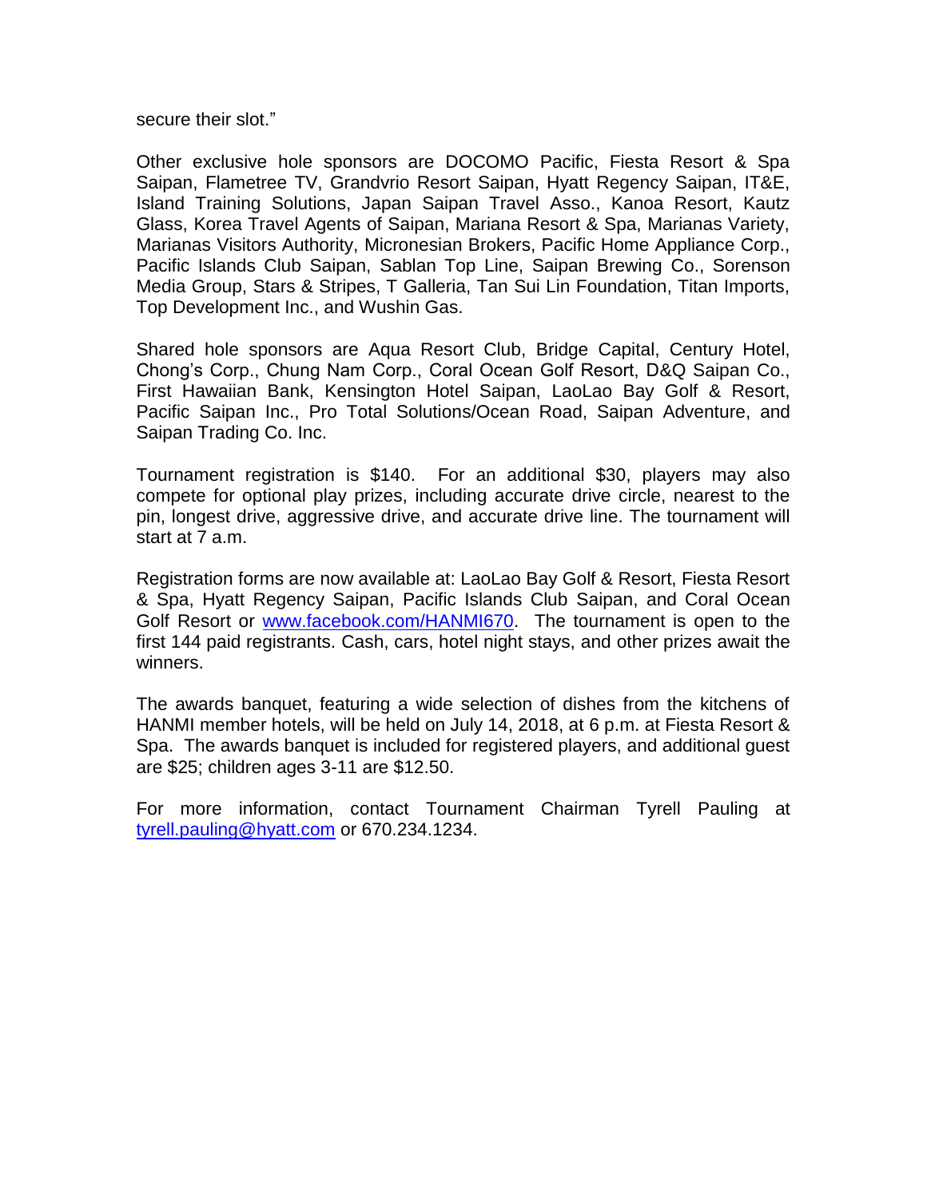secure their slot."

Other exclusive hole sponsors are DOCOMO Pacific, Fiesta Resort & Spa Saipan, Flametree TV, Grandvrio Resort Saipan, Hyatt Regency Saipan, IT&E, Island Training Solutions, Japan Saipan Travel Asso., Kanoa Resort, Kautz Glass, Korea Travel Agents of Saipan, Mariana Resort & Spa, Marianas Variety, Marianas Visitors Authority, Micronesian Brokers, Pacific Home Appliance Corp., Pacific Islands Club Saipan, Sablan Top Line, Saipan Brewing Co., Sorenson Media Group, Stars & Stripes, T Galleria, Tan Sui Lin Foundation, Titan Imports, Top Development Inc., and Wushin Gas.

Shared hole sponsors are Aqua Resort Club, Bridge Capital, Century Hotel, Chong's Corp., Chung Nam Corp., Coral Ocean Golf Resort, D&Q Saipan Co., First Hawaiian Bank, Kensington Hotel Saipan, LaoLao Bay Golf & Resort, Pacific Saipan Inc., Pro Total Solutions/Ocean Road, Saipan Adventure, and Saipan Trading Co. Inc.

Tournament registration is $140. For an additional $30, players may also compete for optional play prizes, including accurate drive circle, nearest to the pin, longest drive, aggressive drive, and accurate drive line. The tournament will start at 7 a.m.

Registration forms are now available at: LaoLao Bay Golf & Resort, Fiesta Resort & Spa, Hyatt Regency Saipan, Pacific Islands Club Saipan, and Coral Ocean Golf Resort or www.facebook.com/HANMI670. The tournament is open to the first 144 paid registrants. Cash, cars, hotel night stays, and other prizes await the winners.

The awards banquet, featuring a wide selection of dishes from the kitchens of HANMI member hotels, will be held on July 14, 2018, at 6 p.m. at Fiesta Resort & Spa. The awards banquet is included for registered players, and additional guest are $25; children ages 3-11 are $12.50.

For more information, contact Tournament Chairman Tyrell Pauling at tyrell.pauling@hyatt.com or 670.234.1234.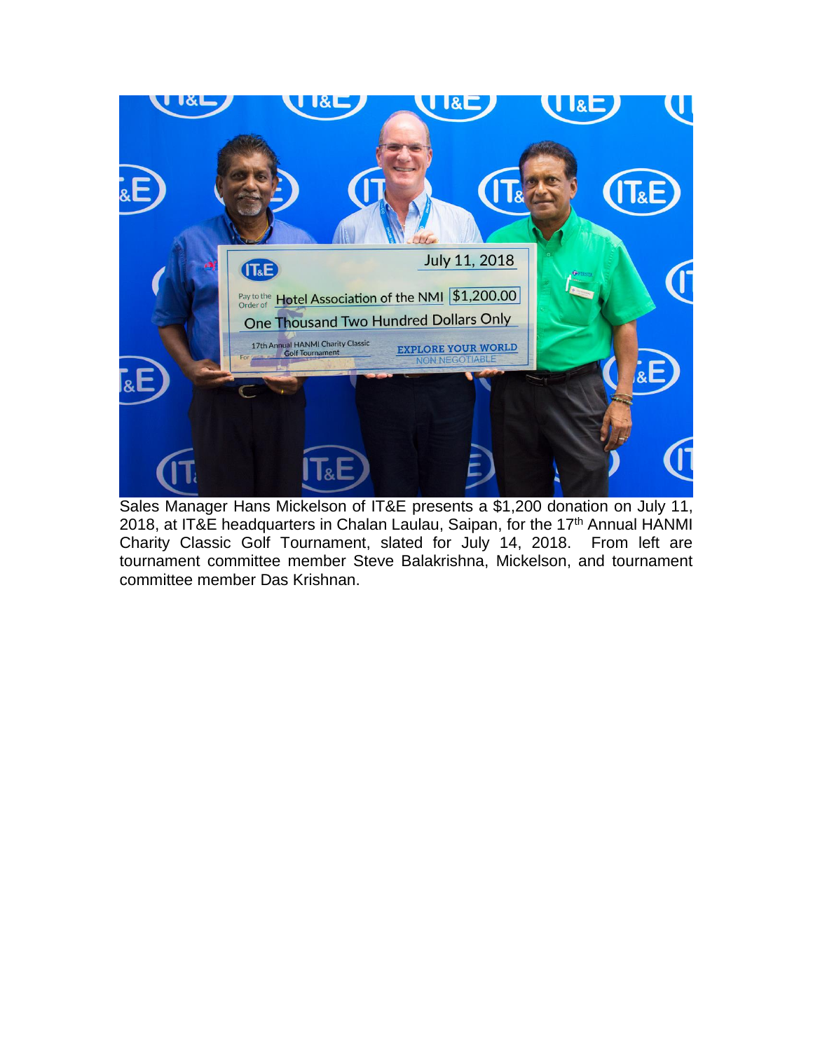Sales Manager Hans Mickelson of IT&E presents a $1,200 donation on July 11, 2018, at IT&E headquarters in Chalan Laulau, Saipan, for the 17th Annual HANMI Charity Classic Golf Tournament, slated for July 14, 2018. From left are tournament committee member Steve Balakrishna, Mickelson, and tournament committee member Das Krishnan.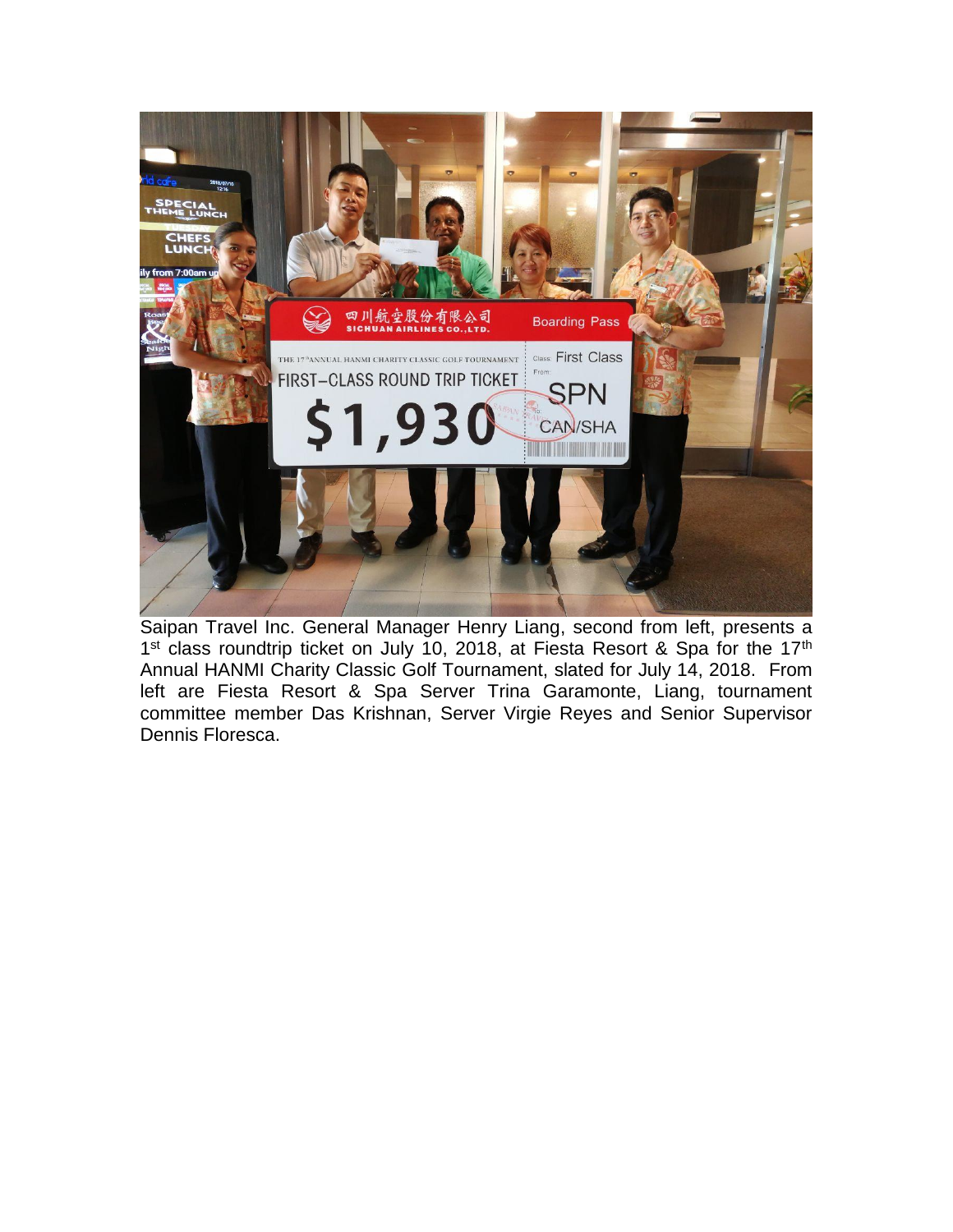Saipan Travel Inc. General Manager Henry Liang, second from left, presents a 1st class roundtrip ticket on July 10, 2018, at Fiesta Resort & Spa for the 17th Annual HANMI Charity Classic Golf Tournament, slated for July 14, 2018. From left are Fiesta Resort & Spa Server Trina Garamonte, Liang, tournament committee member Das Krishnan, Server Virgie Reyes and Senior Supervisor Dennis Floresca.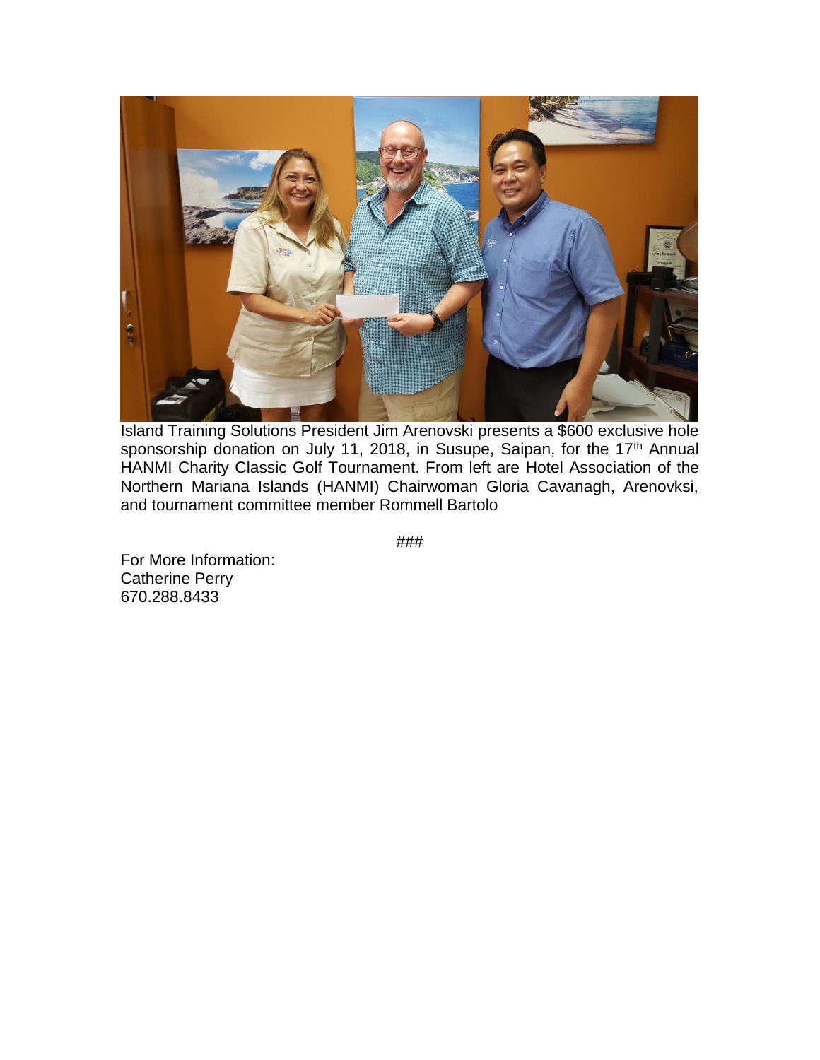Island Training Solutions President Jim Arenovski presents a $600 exclusive hole sponsorship donation on July 11, 2018, in Susupe, Saipan, for the 17th Annual HANMI Charity Classic Golf Tournament. From left are Hotel Association of the Northern Mariana Islands (HANMI) Chairwoman Gloria Cavanagh, Arenovksi, and tournament committee member Rommell Bartolo

###

For More Information:
Catherine Perry
670.288.8433